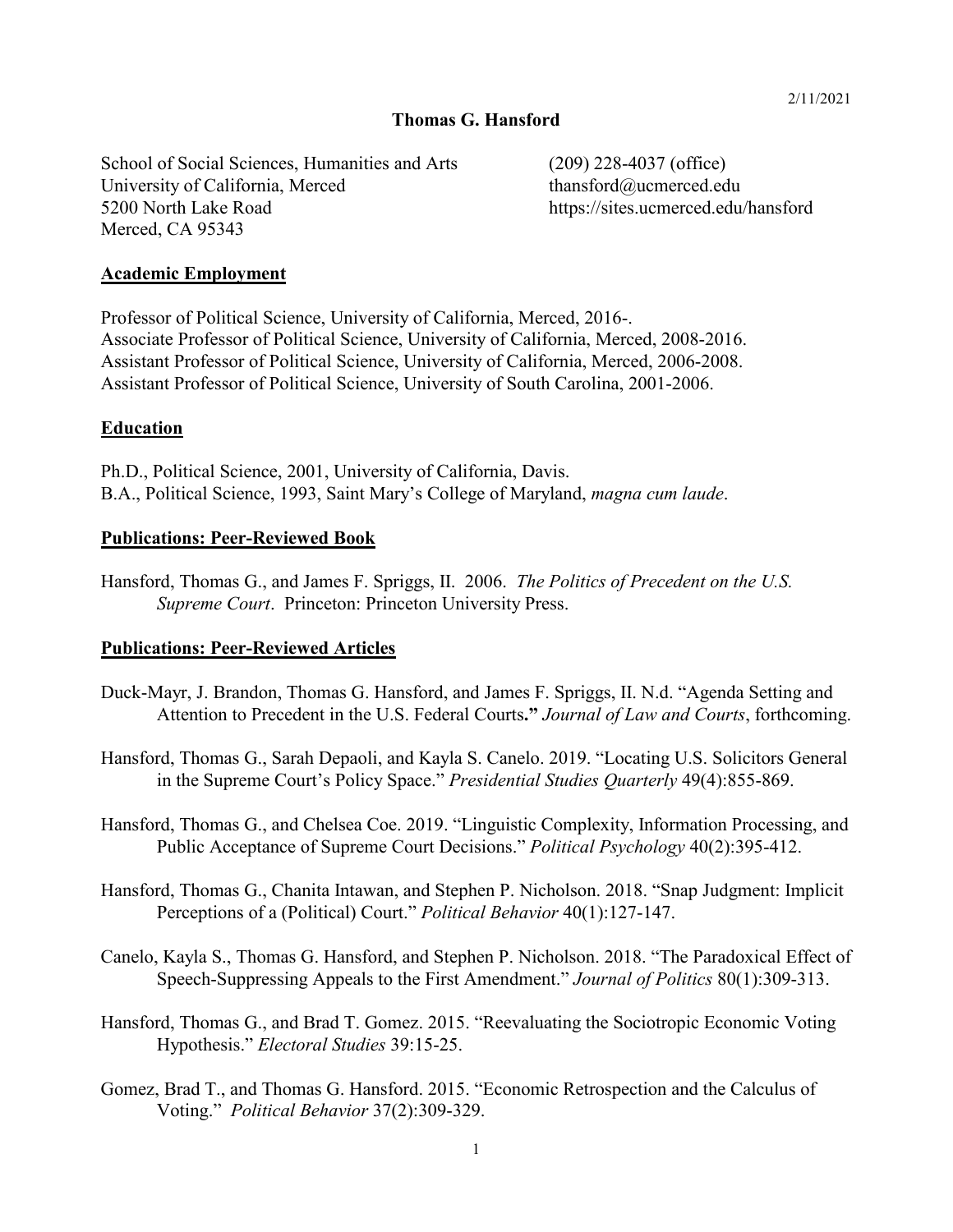2/11/2021

# Thomas G. Hansford

School of Social Sciences, Humanities and Arts
University of California, Merced
5200 North Lake Road
Merced, CA 95343

(209) 228-4037 (office)
thansford@ucmerced.edu
https://sites.ucmerced.edu/hansford

## Academic Employment

Professor of Political Science, University of California, Merced, 2016-.
Associate Professor of Political Science, University of California, Merced, 2008-2016.
Assistant Professor of Political Science, University of California, Merced, 2006-2008.
Assistant Professor of Political Science, University of South Carolina, 2001-2006.

## Education

Ph.D., Political Science, 2001, University of California, Davis.
B.A., Political Science, 1993, Saint Mary's College of Maryland, *magna cum laude*.

## Publications: Peer-Reviewed Book

Hansford, Thomas G., and James F. Spriggs, II. 2006. *The Politics of Precedent on the U.S. Supreme Court*. Princeton: Princeton University Press.

## Publications: Peer-Reviewed Articles

Duck-Mayr, J. Brandon, Thomas G. Hansford, and James F. Spriggs, II. N.d. "Agenda Setting and Attention to Precedent in the U.S. Federal Courts**."** *Journal of Law and Courts*, forthcoming.

Hansford, Thomas G., Sarah Depaoli, and Kayla S. Canelo. 2019. "Locating U.S. Solicitors General in the Supreme Court's Policy Space." *Presidential Studies Quarterly* 49(4):855-869.

Hansford, Thomas G., and Chelsea Coe. 2019. "Linguistic Complexity, Information Processing, and Public Acceptance of Supreme Court Decisions." *Political Psychology* 40(2):395-412.

Hansford, Thomas G., Chanita Intawan, and Stephen P. Nicholson. 2018. "Snap Judgment: Implicit Perceptions of a (Political) Court." *Political Behavior* 40(1):127-147.

Canelo, Kayla S., Thomas G. Hansford, and Stephen P. Nicholson. 2018. "The Paradoxical Effect of Speech-Suppressing Appeals to the First Amendment." *Journal of Politics* 80(1):309-313.

Hansford, Thomas G., and Brad T. Gomez. 2015. "Reevaluating the Sociotropic Economic Voting Hypothesis." *Electoral Studies* 39:15-25.

Gomez, Brad T., and Thomas G. Hansford. 2015. "Economic Retrospection and the Calculus of Voting." *Political Behavior* 37(2):309-329.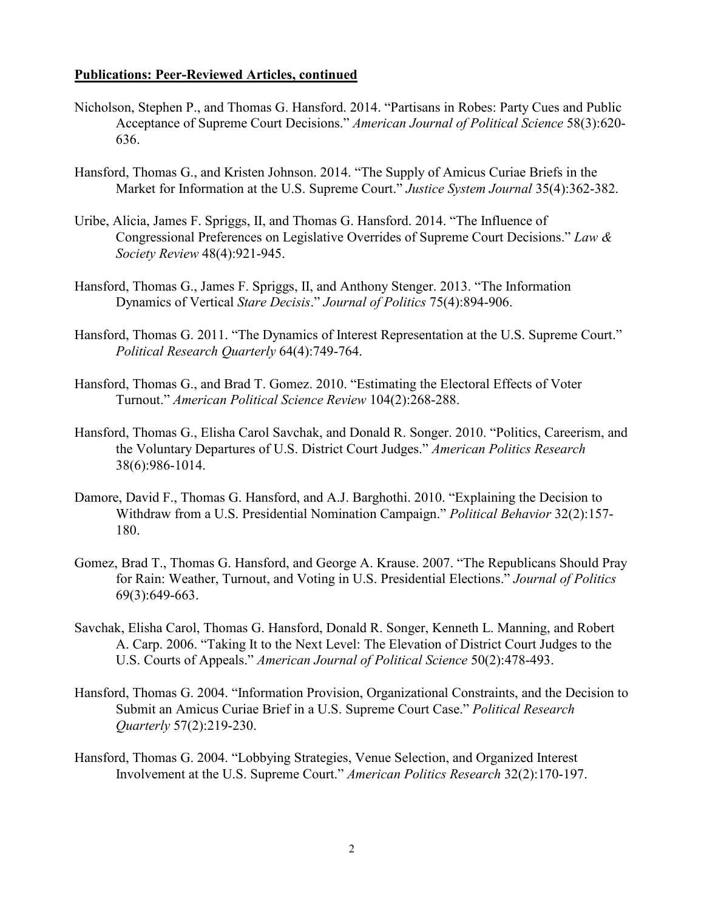**Publications: Peer-Reviewed Articles, continued**

Nicholson, Stephen P., and Thomas G. Hansford. 2014. "Partisans in Robes: Party Cues and Public Acceptance of Supreme Court Decisions." *American Journal of Political Science* 58(3):620-636.

Hansford, Thomas G., and Kristen Johnson. 2014. "The Supply of Amicus Curiae Briefs in the Market for Information at the U.S. Supreme Court." *Justice System Journal* 35(4):362-382.

Uribe, Alicia, James F. Spriggs, II, and Thomas G. Hansford. 2014. "The Influence of Congressional Preferences on Legislative Overrides of Supreme Court Decisions." *Law & Society Review* 48(4):921-945.

Hansford, Thomas G., James F. Spriggs, II, and Anthony Stenger. 2013. "The Information Dynamics of Vertical *Stare Decisis*." *Journal of Politics* 75(4):894-906.

Hansford, Thomas G. 2011. "The Dynamics of Interest Representation at the U.S. Supreme Court." *Political Research Quarterly* 64(4):749-764.

Hansford, Thomas G., and Brad T. Gomez. 2010. "Estimating the Electoral Effects of Voter Turnout." *American Political Science Review* 104(2):268-288.

Hansford, Thomas G., Elisha Carol Savchak, and Donald R. Songer. 2010. "Politics, Careerism, and the Voluntary Departures of U.S. District Court Judges." *American Politics Research* 38(6):986-1014.

Damore, David F., Thomas G. Hansford, and A.J. Barghothi. 2010. "Explaining the Decision to Withdraw from a U.S. Presidential Nomination Campaign." *Political Behavior* 32(2):157-180.

Gomez, Brad T., Thomas G. Hansford, and George A. Krause. 2007. "The Republicans Should Pray for Rain: Weather, Turnout, and Voting in U.S. Presidential Elections." *Journal of Politics* 69(3):649-663.

Savchak, Elisha Carol, Thomas G. Hansford, Donald R. Songer, Kenneth L. Manning, and Robert A. Carp. 2006. "Taking It to the Next Level: The Elevation of District Court Judges to the U.S. Courts of Appeals." *American Journal of Political Science* 50(2):478-493.

Hansford, Thomas G. 2004. "Information Provision, Organizational Constraints, and the Decision to Submit an Amicus Curiae Brief in a U.S. Supreme Court Case." *Political Research Quarterly* 57(2):219-230.

Hansford, Thomas G. 2004. "Lobbying Strategies, Venue Selection, and Organized Interest Involvement at the U.S. Supreme Court." *American Politics Research* 32(2):170-197.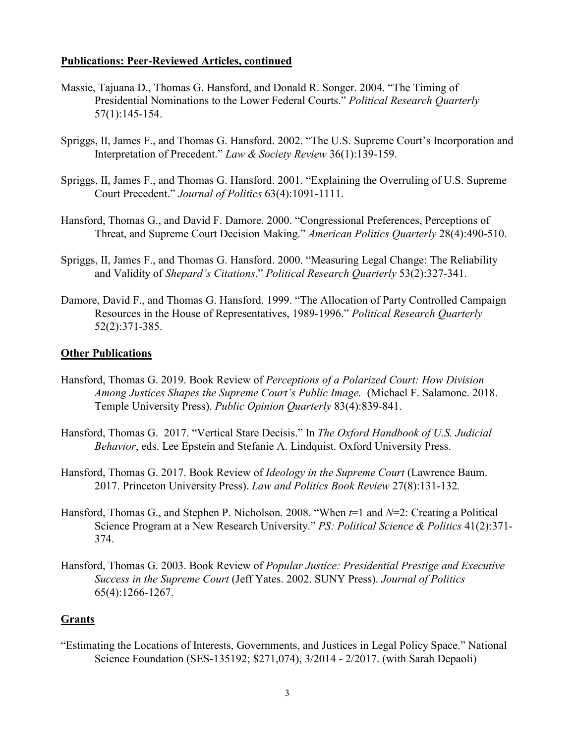**Publications: Peer-Reviewed Articles, continued**

Massie, Tajuana D., Thomas G. Hansford, and Donald R. Songer. 2004. "The Timing of Presidential Nominations to the Lower Federal Courts." *Political Research Quarterly* 57(1):145-154.

Spriggs, II, James F., and Thomas G. Hansford. 2002. "The U.S. Supreme Court's Incorporation and Interpretation of Precedent." *Law & Society Review* 36(1):139-159.

Spriggs, II, James F., and Thomas G. Hansford. 2001. "Explaining the Overruling of U.S. Supreme Court Precedent." *Journal of Politics* 63(4):1091-1111.

Hansford, Thomas G., and David F. Damore. 2000. "Congressional Preferences, Perceptions of Threat, and Supreme Court Decision Making." *American Politics Quarterly* 28(4):490-510.

Spriggs, II, James F., and Thomas G. Hansford. 2000. "Measuring Legal Change: The Reliability and Validity of *Shepard's Citations*." *Political Research Quarterly* 53(2):327-341.

Damore, David F., and Thomas G. Hansford. 1999. "The Allocation of Party Controlled Campaign Resources in the House of Representatives, 1989-1996." *Political Research Quarterly* 52(2):371-385.

**Other Publications**

Hansford, Thomas G. 2019. Book Review of *Perceptions of a Polarized Court: How Division Among Justices Shapes the Supreme Court's Public Image.* (Michael F. Salamone. 2018. Temple University Press). *Public Opinion Quarterly* 83(4):839-841.

Hansford, Thomas G. 2017. "Vertical Stare Decisis." In *The Oxford Handbook of U.S. Judicial Behavior*, eds. Lee Epstein and Stefanie A. Lindquist. Oxford University Press.

Hansford, Thomas G. 2017. Book Review of *Ideology in the Supreme Court* (Lawrence Baum. 2017. Princeton University Press). *Law and Politics Book Review* 27(8):131-132*.*

Hansford, Thomas G., and Stephen P. Nicholson. 2008. "When $t$=1 and $N$=2: Creating a Political Science Program at a New Research University." *PS: Political Science & Politics* 41(2):371-374.

Hansford, Thomas G. 2003. Book Review of *Popular Justice: Presidential Prestige and Executive Success in the Supreme Court* (Jeff Yates. 2002. SUNY Press). *Journal of Politics* 65(4):1266-1267.

**Grants**

"Estimating the Locations of Interests, Governments, and Justices in Legal Policy Space." National Science Foundation (SES-135192; $271,074), 3/2014 - 2/2017. (with Sarah Depaoli)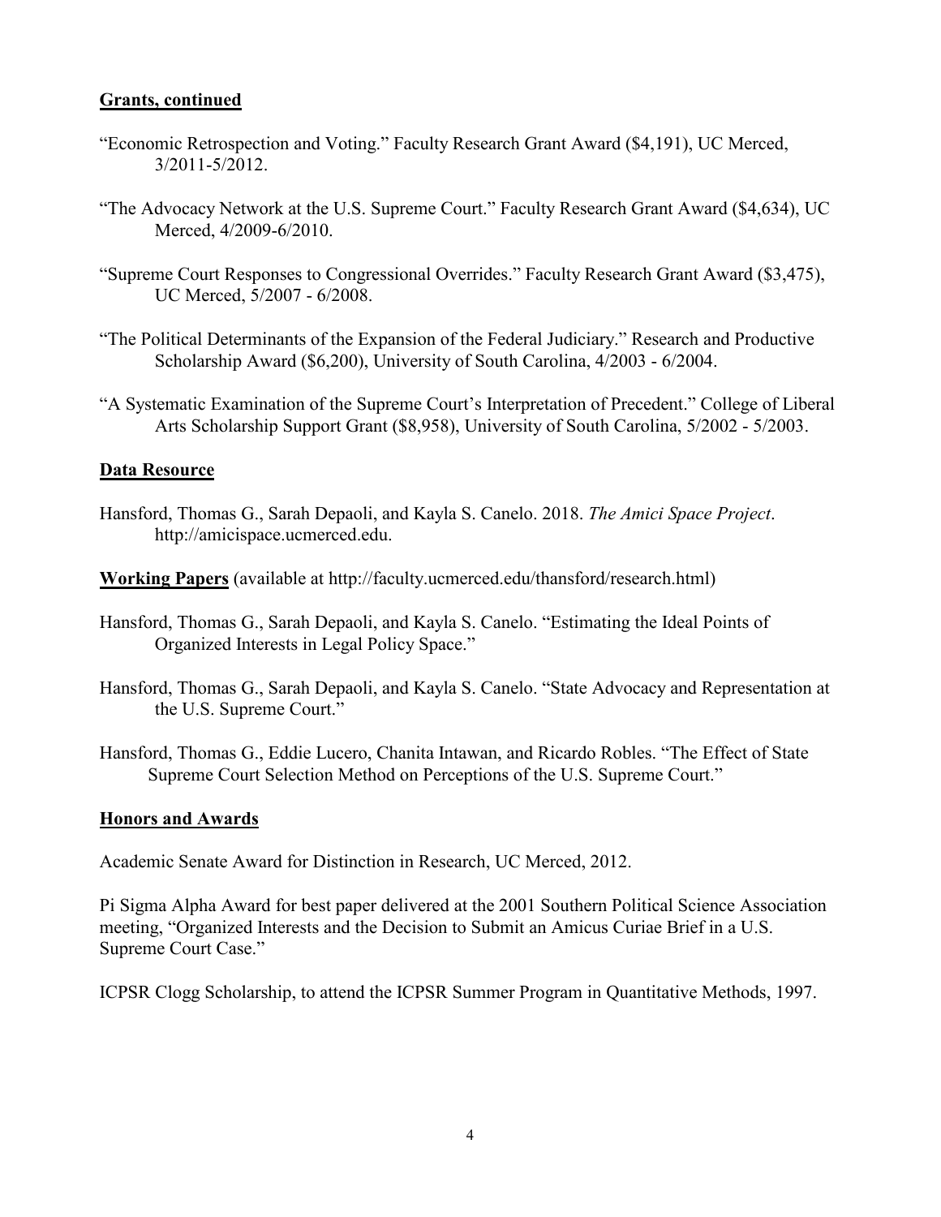**Grants, continued**

“Economic Retrospection and Voting.” Faculty Research Grant Award ($4,191), UC Merced, 3/2011-5/2012.

“The Advocacy Network at the U.S. Supreme Court.” Faculty Research Grant Award ($4,634), UC Merced, 4/2009-6/2010.

“Supreme Court Responses to Congressional Overrides.” Faculty Research Grant Award ($3,475), UC Merced, 5/2007 - 6/2008.

“The Political Determinants of the Expansion of the Federal Judiciary.” Research and Productive Scholarship Award ($6,200), University of South Carolina, 4/2003 - 6/2004.

“A Systematic Examination of the Supreme Court’s Interpretation of Precedent.” College of Liberal Arts Scholarship Support Grant ($8,958), University of South Carolina, 5/2002 - 5/2003.

**Data Resource**

Hansford, Thomas G., Sarah Depaoli, and Kayla S. Canelo. 2018. *The Amici Space Project*. http://amicispace.ucmerced.edu.

**Working Papers** (available at http://faculty.ucmerced.edu/thansford/research.html)

Hansford, Thomas G., Sarah Depaoli, and Kayla S. Canelo. “Estimating the Ideal Points of Organized Interests in Legal Policy Space.”

Hansford, Thomas G., Sarah Depaoli, and Kayla S. Canelo. “State Advocacy and Representation at the U.S. Supreme Court.”

Hansford, Thomas G., Eddie Lucero, Chanita Intawan, and Ricardo Robles. “The Effect of State Supreme Court Selection Method on Perceptions of the U.S. Supreme Court.”

**Honors and Awards**

Academic Senate Award for Distinction in Research, UC Merced, 2012.

Pi Sigma Alpha Award for best paper delivered at the 2001 Southern Political Science Association meeting, “Organized Interests and the Decision to Submit an Amicus Curiae Brief in a U.S. Supreme Court Case.”

ICPSR Clogg Scholarship, to attend the ICPSR Summer Program in Quantitative Methods, 1997.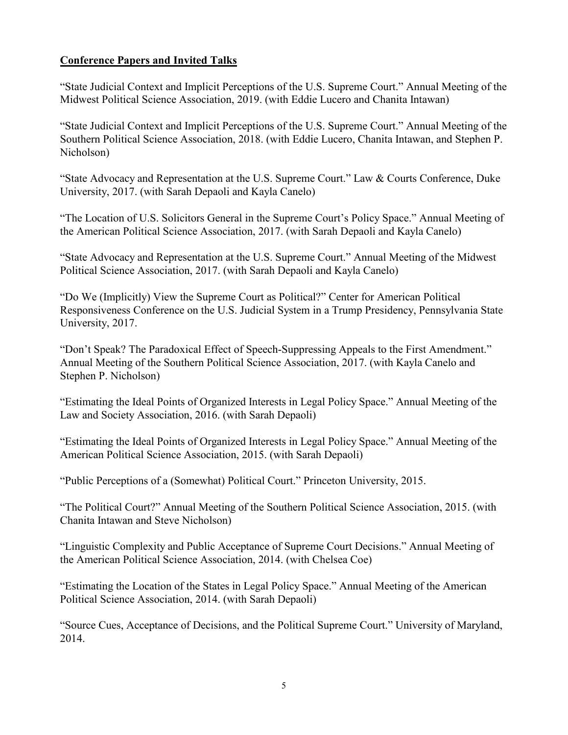## **Conference Papers and Invited Talks**

"State Judicial Context and Implicit Perceptions of the U.S. Supreme Court." Annual Meeting of the Midwest Political Science Association, 2019. (with Eddie Lucero and Chanita Intawan)

"State Judicial Context and Implicit Perceptions of the U.S. Supreme Court." Annual Meeting of the Southern Political Science Association, 2018. (with Eddie Lucero, Chanita Intawan, and Stephen P. Nicholson)

"State Advocacy and Representation at the U.S. Supreme Court." Law & Courts Conference, Duke University, 2017. (with Sarah Depaoli and Kayla Canelo)

"The Location of U.S. Solicitors General in the Supreme Court's Policy Space." Annual Meeting of the American Political Science Association, 2017. (with Sarah Depaoli and Kayla Canelo)

"State Advocacy and Representation at the U.S. Supreme Court." Annual Meeting of the Midwest Political Science Association, 2017. (with Sarah Depaoli and Kayla Canelo)

"Do We (Implicitly) View the Supreme Court as Political?" Center for American Political Responsiveness Conference on the U.S. Judicial System in a Trump Presidency, Pennsylvania State University, 2017.

"Don't Speak? The Paradoxical Effect of Speech-Suppressing Appeals to the First Amendment." Annual Meeting of the Southern Political Science Association, 2017. (with Kayla Canelo and Stephen P. Nicholson)

"Estimating the Ideal Points of Organized Interests in Legal Policy Space." Annual Meeting of the Law and Society Association, 2016. (with Sarah Depaoli)

"Estimating the Ideal Points of Organized Interests in Legal Policy Space." Annual Meeting of the American Political Science Association, 2015. (with Sarah Depaoli)

"Public Perceptions of a (Somewhat) Political Court." Princeton University, 2015.

"The Political Court?" Annual Meeting of the Southern Political Science Association, 2015. (with Chanita Intawan and Steve Nicholson)

"Linguistic Complexity and Public Acceptance of Supreme Court Decisions." Annual Meeting of the American Political Science Association, 2014. (with Chelsea Coe)

"Estimating the Location of the States in Legal Policy Space." Annual Meeting of the American Political Science Association, 2014. (with Sarah Depaoli)

"Source Cues, Acceptance of Decisions, and the Political Supreme Court." University of Maryland, 2014.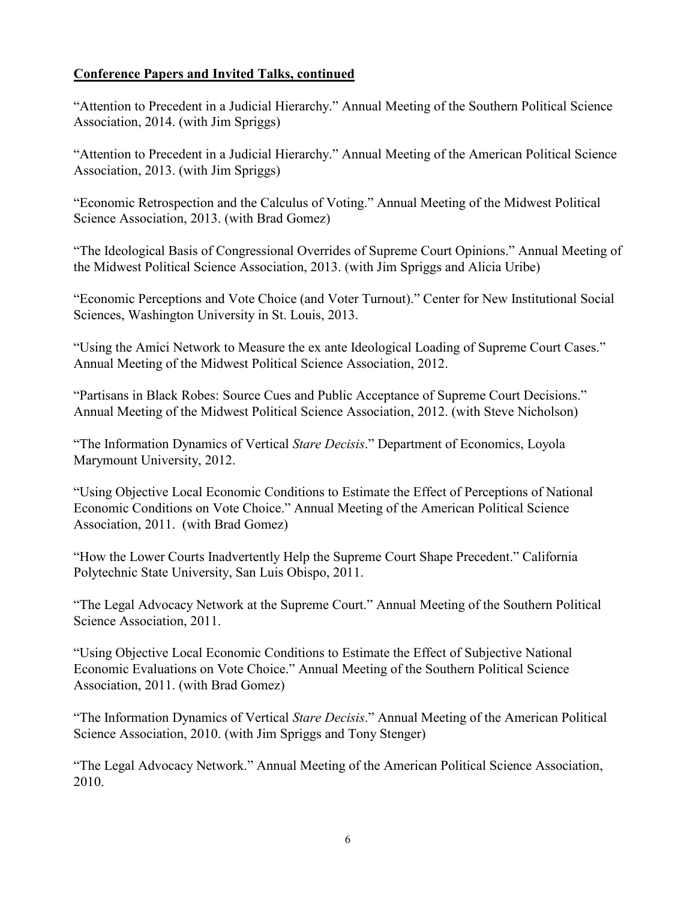**Conference Papers and Invited Talks, continued**

"Attention to Precedent in a Judicial Hierarchy." Annual Meeting of the Southern Political Science Association, 2014. (with Jim Spriggs)

"Attention to Precedent in a Judicial Hierarchy." Annual Meeting of the American Political Science Association, 2013. (with Jim Spriggs)

"Economic Retrospection and the Calculus of Voting." Annual Meeting of the Midwest Political Science Association, 2013. (with Brad Gomez)

"The Ideological Basis of Congressional Overrides of Supreme Court Opinions." Annual Meeting of the Midwest Political Science Association, 2013. (with Jim Spriggs and Alicia Uribe)

"Economic Perceptions and Vote Choice (and Voter Turnout)." Center for New Institutional Social Sciences, Washington University in St. Louis, 2013.

"Using the Amici Network to Measure the ex ante Ideological Loading of Supreme Court Cases." Annual Meeting of the Midwest Political Science Association, 2012.

"Partisans in Black Robes: Source Cues and Public Acceptance of Supreme Court Decisions." Annual Meeting of the Midwest Political Science Association, 2012. (with Steve Nicholson)

"The Information Dynamics of Vertical *Stare Decisis*." Department of Economics, Loyola Marymount University, 2012.

"Using Objective Local Economic Conditions to Estimate the Effect of Perceptions of National Economic Conditions on Vote Choice." Annual Meeting of the American Political Science Association, 2011. (with Brad Gomez)

"How the Lower Courts Inadvertently Help the Supreme Court Shape Precedent." California Polytechnic State University, San Luis Obispo, 2011.

"The Legal Advocacy Network at the Supreme Court." Annual Meeting of the Southern Political Science Association, 2011.

"Using Objective Local Economic Conditions to Estimate the Effect of Subjective National Economic Evaluations on Vote Choice." Annual Meeting of the Southern Political Science Association, 2011. (with Brad Gomez)

"The Information Dynamics of Vertical *Stare Decisis*." Annual Meeting of the American Political Science Association, 2010. (with Jim Spriggs and Tony Stenger)

"The Legal Advocacy Network." Annual Meeting of the American Political Science Association, 2010.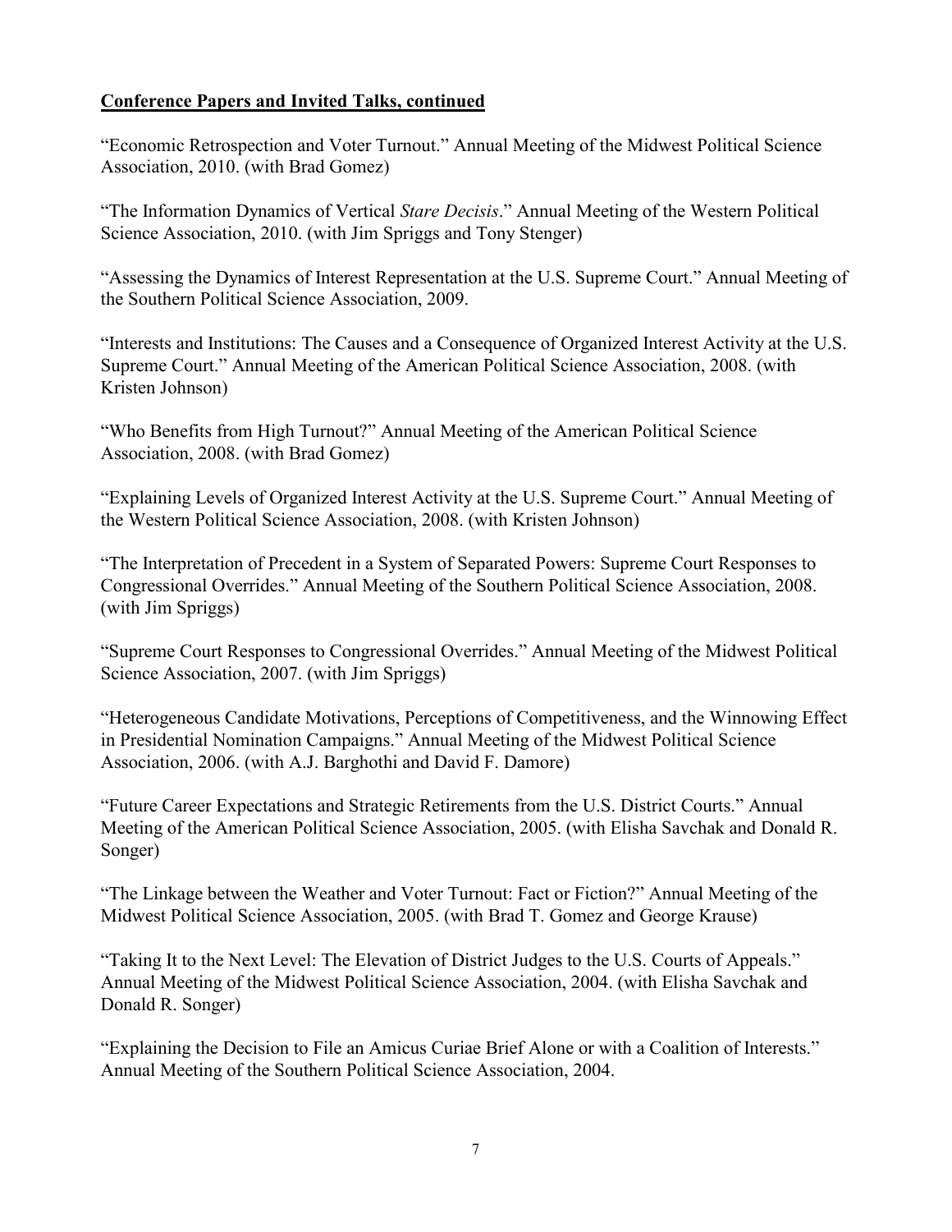**Conference Papers and Invited Talks, continued**

"Economic Retrospection and Voter Turnout." Annual Meeting of the Midwest Political Science Association, 2010. (with Brad Gomez)

"The Information Dynamics of Vertical *Stare Decisis*." Annual Meeting of the Western Political Science Association, 2010. (with Jim Spriggs and Tony Stenger)

"Assessing the Dynamics of Interest Representation at the U.S. Supreme Court." Annual Meeting of the Southern Political Science Association, 2009.

"Interests and Institutions: The Causes and a Consequence of Organized Interest Activity at the U.S. Supreme Court." Annual Meeting of the American Political Science Association, 2008. (with Kristen Johnson)

"Who Benefits from High Turnout?" Annual Meeting of the American Political Science Association, 2008. (with Brad Gomez)

"Explaining Levels of Organized Interest Activity at the U.S. Supreme Court." Annual Meeting of the Western Political Science Association, 2008. (with Kristen Johnson)

"The Interpretation of Precedent in a System of Separated Powers: Supreme Court Responses to Congressional Overrides." Annual Meeting of the Southern Political Science Association, 2008. (with Jim Spriggs)

"Supreme Court Responses to Congressional Overrides." Annual Meeting of the Midwest Political Science Association, 2007. (with Jim Spriggs)

"Heterogeneous Candidate Motivations, Perceptions of Competitiveness, and the Winnowing Effect in Presidential Nomination Campaigns." Annual Meeting of the Midwest Political Science Association, 2006. (with A.J. Barghothi and David F. Damore)

"Future Career Expectations and Strategic Retirements from the U.S. District Courts." Annual Meeting of the American Political Science Association, 2005. (with Elisha Savchak and Donald R. Songer)

"The Linkage between the Weather and Voter Turnout: Fact or Fiction?" Annual Meeting of the Midwest Political Science Association, 2005. (with Brad T. Gomez and George Krause)

"Taking It to the Next Level: The Elevation of District Judges to the U.S. Courts of Appeals." Annual Meeting of the Midwest Political Science Association, 2004. (with Elisha Savchak and Donald R. Songer)

"Explaining the Decision to File an Amicus Curiae Brief Alone or with a Coalition of Interests." Annual Meeting of the Southern Political Science Association, 2004.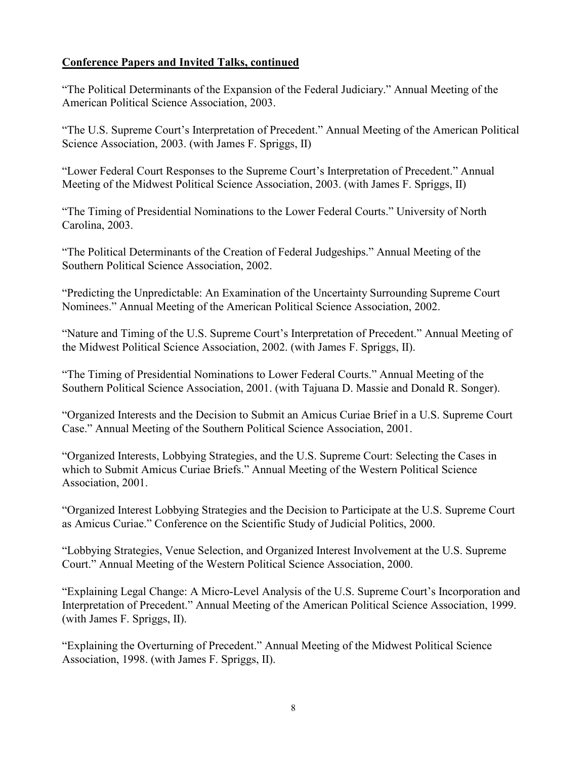**Conference Papers and Invited Talks, continued**

"The Political Determinants of the Expansion of the Federal Judiciary." Annual Meeting of the American Political Science Association, 2003.

"The U.S. Supreme Court's Interpretation of Precedent." Annual Meeting of the American Political Science Association, 2003. (with James F. Spriggs, II)

"Lower Federal Court Responses to the Supreme Court's Interpretation of Precedent." Annual Meeting of the Midwest Political Science Association, 2003. (with James F. Spriggs, II)

"The Timing of Presidential Nominations to the Lower Federal Courts." University of North Carolina, 2003.

"The Political Determinants of the Creation of Federal Judgeships." Annual Meeting of the Southern Political Science Association, 2002.

"Predicting the Unpredictable: An Examination of the Uncertainty Surrounding Supreme Court Nominees." Annual Meeting of the American Political Science Association, 2002.

"Nature and Timing of the U.S. Supreme Court's Interpretation of Precedent." Annual Meeting of the Midwest Political Science Association, 2002. (with James F. Spriggs, II).

"The Timing of Presidential Nominations to Lower Federal Courts." Annual Meeting of the Southern Political Science Association, 2001. (with Tajuana D. Massie and Donald R. Songer).

"Organized Interests and the Decision to Submit an Amicus Curiae Brief in a U.S. Supreme Court Case." Annual Meeting of the Southern Political Science Association, 2001.

"Organized Interests, Lobbying Strategies, and the U.S. Supreme Court: Selecting the Cases in which to Submit Amicus Curiae Briefs." Annual Meeting of the Western Political Science Association, 2001.

"Organized Interest Lobbying Strategies and the Decision to Participate at the U.S. Supreme Court as Amicus Curiae." Conference on the Scientific Study of Judicial Politics, 2000.

"Lobbying Strategies, Venue Selection, and Organized Interest Involvement at the U.S. Supreme Court." Annual Meeting of the Western Political Science Association, 2000.

"Explaining Legal Change: A Micro-Level Analysis of the U.S. Supreme Court's Incorporation and Interpretation of Precedent." Annual Meeting of the American Political Science Association, 1999. (with James F. Spriggs, II).

"Explaining the Overturning of Precedent." Annual Meeting of the Midwest Political Science Association, 1998. (with James F. Spriggs, II).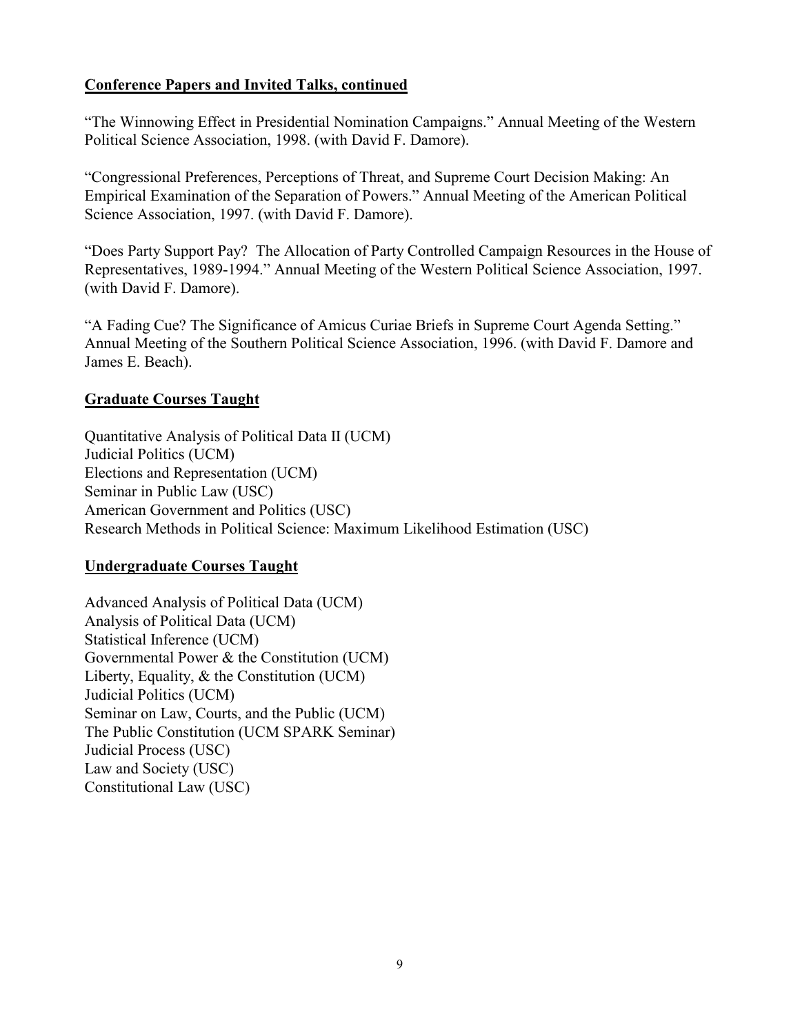**Conference Papers and Invited Talks, continued**

"The Winnowing Effect in Presidential Nomination Campaigns." Annual Meeting of the Western Political Science Association, 1998. (with David F. Damore).

"Congressional Preferences, Perceptions of Threat, and Supreme Court Decision Making: An Empirical Examination of the Separation of Powers." Annual Meeting of the American Political Science Association, 1997. (with David F. Damore).

"Does Party Support Pay? The Allocation of Party Controlled Campaign Resources in the House of Representatives, 1989-1994." Annual Meeting of the Western Political Science Association, 1997. (with David F. Damore).

"A Fading Cue? The Significance of Amicus Curiae Briefs in Supreme Court Agenda Setting." Annual Meeting of the Southern Political Science Association, 1996. (with David F. Damore and James E. Beach).

**Graduate Courses Taught**

Quantitative Analysis of Political Data II (UCM)
Judicial Politics (UCM)
Elections and Representation (UCM)
Seminar in Public Law (USC)
American Government and Politics (USC)
Research Methods in Political Science: Maximum Likelihood Estimation (USC)

**Undergraduate Courses Taught**

Advanced Analysis of Political Data (UCM)
Analysis of Political Data (UCM)
Statistical Inference (UCM)
Governmental Power & the Constitution (UCM)
Liberty, Equality, & the Constitution (UCM)
Judicial Politics (UCM)
Seminar on Law, Courts, and the Public (UCM)
The Public Constitution (UCM SPARK Seminar)
Judicial Process (USC)
Law and Society (USC)
Constitutional Law (USC)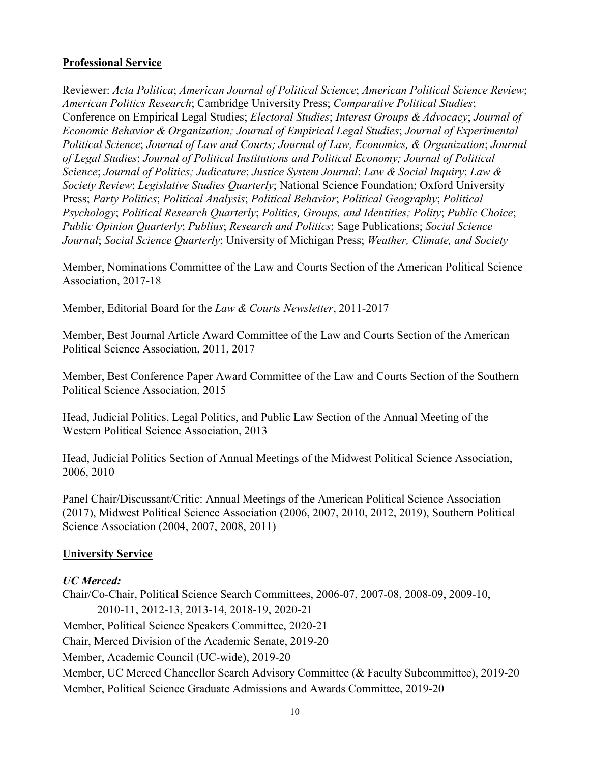**Professional Service**

Reviewer: *Acta Politica*; *American Journal of Political Science*; *American Political Science Review*; *American Politics Research*; Cambridge University Press; *Comparative Political Studies*; Conference on Empirical Legal Studies; *Electoral Studies*; *Interest Groups & Advocacy*; *Journal of Economic Behavior & Organization; Journal of Empirical Legal Studies*; *Journal of Experimental Political Science*; *Journal of Law and Courts; Journal of Law, Economics, & Organization*; *Journal of Legal Studies*; *Journal of Political Institutions and Political Economy; Journal of Political Science*; *Journal of Politics; Judicature*; *Justice System Journal*; *Law & Social Inquiry*; *Law & Society Review*; *Legislative Studies Quarterly*; National Science Foundation; Oxford University Press; *Party Politics*; *Political Analysis*; *Political Behavior*; *Political Geography*; *Political Psychology*; *Political Research Quarterly*; *Politics, Groups, and Identities; Polity*; *Public Choice*; *Public Opinion Quarterly*; *Publius*; *Research and Politics*; Sage Publications; *Social Science Journal*; *Social Science Quarterly*; University of Michigan Press; *Weather, Climate, and Society*

Member, Nominations Committee of the Law and Courts Section of the American Political Science Association, 2017-18

Member, Editorial Board for the *Law & Courts Newsletter*, 2011-2017

Member, Best Journal Article Award Committee of the Law and Courts Section of the American Political Science Association, 2011, 2017

Member, Best Conference Paper Award Committee of the Law and Courts Section of the Southern Political Science Association, 2015

Head, Judicial Politics, Legal Politics, and Public Law Section of the Annual Meeting of the Western Political Science Association, 2013

Head, Judicial Politics Section of Annual Meetings of the Midwest Political Science Association, 2006, 2010

Panel Chair/Discussant/Critic: Annual Meetings of the American Political Science Association (2017), Midwest Political Science Association (2006, 2007, 2010, 2012, 2019), Southern Political Science Association (2004, 2007, 2008, 2011)

**University Service**

***UC Merced:***

Chair/Co-Chair, Political Science Search Committees, 2006-07, 2007-08, 2008-09, 2009-10, 2010-11, 2012-13, 2013-14, 2018-19, 2020-21

Member, Political Science Speakers Committee, 2020-21

Chair, Merced Division of the Academic Senate, 2019-20

Member, Academic Council (UC-wide), 2019-20

Member, UC Merced Chancellor Search Advisory Committee (& Faculty Subcommittee), 2019-20

Member, Political Science Graduate Admissions and Awards Committee, 2019-20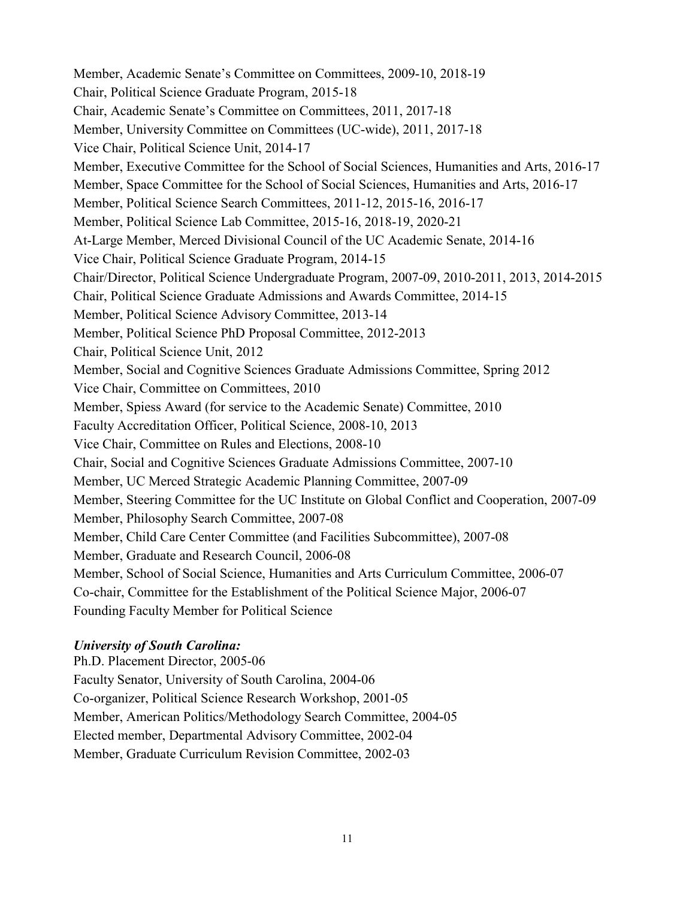Member, Academic Senate's Committee on Committees, 2009-10, 2018-19
Chair, Political Science Graduate Program, 2015-18
Chair, Academic Senate's Committee on Committees, 2011, 2017-18
Member, University Committee on Committees (UC-wide), 2011, 2017-18
Vice Chair, Political Science Unit, 2014-17
Member, Executive Committee for the School of Social Sciences, Humanities and Arts, 2016-17
Member, Space Committee for the School of Social Sciences, Humanities and Arts, 2016-17
Member, Political Science Search Committees, 2011-12, 2015-16, 2016-17
Member, Political Science Lab Committee, 2015-16, 2018-19, 2020-21
At-Large Member, Merced Divisional Council of the UC Academic Senate, 2014-16
Vice Chair, Political Science Graduate Program, 2014-15
Chair/Director, Political Science Undergraduate Program, 2007-09, 2010-2011, 2013, 2014-2015
Chair, Political Science Graduate Admissions and Awards Committee, 2014-15
Member, Political Science Advisory Committee, 2013-14
Member, Political Science PhD Proposal Committee, 2012-2013
Chair, Political Science Unit, 2012
Member, Social and Cognitive Sciences Graduate Admissions Committee, Spring 2012
Vice Chair, Committee on Committees, 2010
Member, Spiess Award (for service to the Academic Senate) Committee, 2010
Faculty Accreditation Officer, Political Science, 2008-10, 2013
Vice Chair, Committee on Rules and Elections, 2008-10
Chair, Social and Cognitive Sciences Graduate Admissions Committee, 2007-10
Member, UC Merced Strategic Academic Planning Committee, 2007-09
Member, Steering Committee for the UC Institute on Global Conflict and Cooperation, 2007-09
Member, Philosophy Search Committee, 2007-08
Member, Child Care Center Committee (and Facilities Subcommittee), 2007-08
Member, Graduate and Research Council, 2006-08
Member, School of Social Science, Humanities and Arts Curriculum Committee, 2006-07
Co-chair, Committee for the Establishment of the Political Science Major, 2006-07
Founding Faculty Member for Political Science

***University of South Carolina:***

Ph.D. Placement Director, 2005-06
Faculty Senator, University of South Carolina, 2004-06
Co-organizer, Political Science Research Workshop, 2001-05
Member, American Politics/Methodology Search Committee, 2004-05
Elected member, Departmental Advisory Committee, 2002-04
Member, Graduate Curriculum Revision Committee, 2002-03